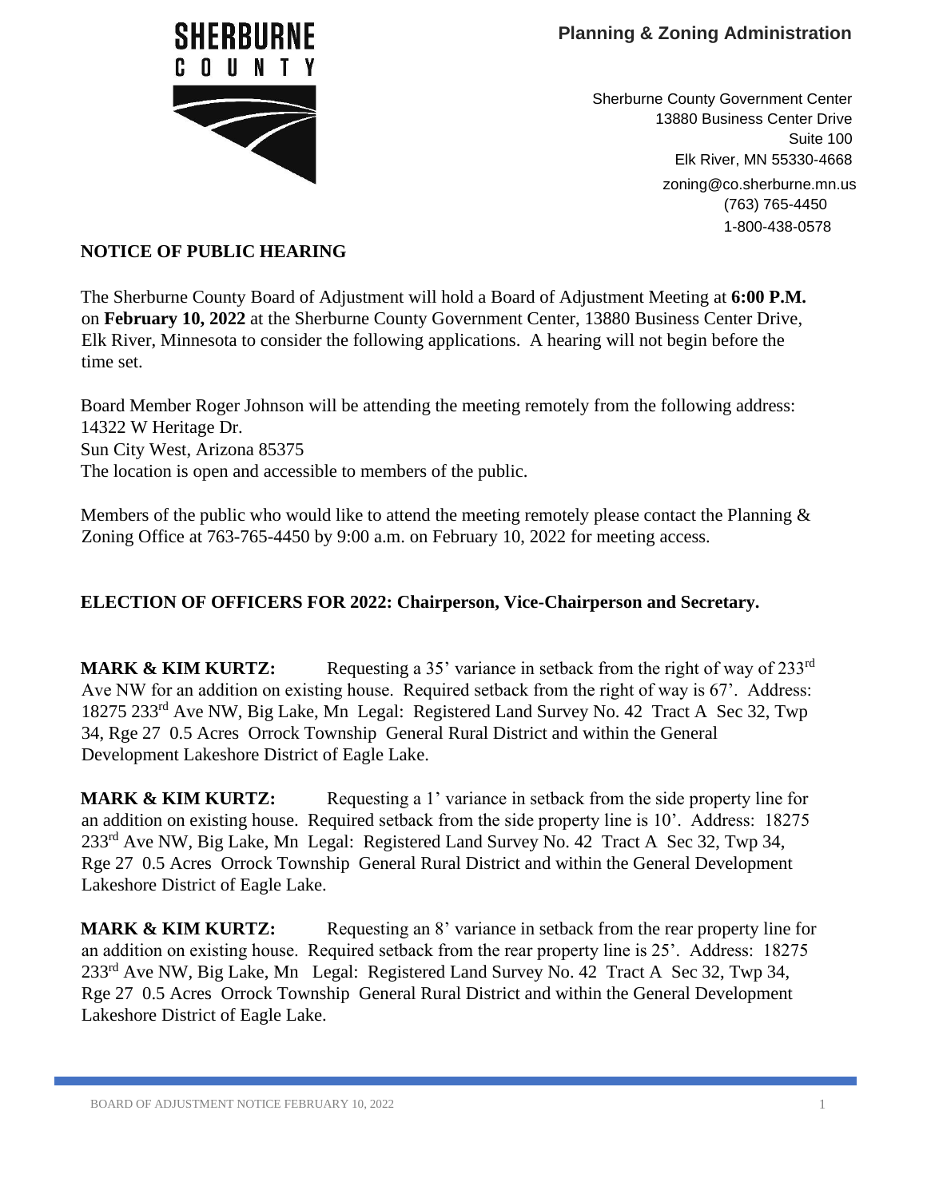**SHERBURNE COUNTY**

**Planning & Zoning Administration**

Sherburne County Government Center
13880 Business Center Drive
Suite 100
Elk River, MN 55330-4668
zoning@co.sherburne.mn.us
(763) 765-4450
1-800-438-0578

**NOTICE OF PUBLIC HEARING**

The Sherburne County Board of Adjustment will hold a Board of Adjustment Meeting at **6:00 P.M.** on **February 10, 2022** at the Sherburne County Government Center, 13880 Business Center Drive, Elk River, Minnesota to consider the following applications. A hearing will not begin before the time set.

Board Member Roger Johnson will be attending the meeting remotely from the following address:
14322 W Heritage Dr.
Sun City West, Arizona 85375
The location is open and accessible to members of the public.

Members of the public who would like to attend the meeting remotely please contact the Planning & Zoning Office at 763-765-4450 by 9:00 a.m. on February 10, 2022 for meeting access.

**ELECTION OF OFFICERS FOR 2022: Chairperson, Vice-Chairperson and Secretary.**

**MARK & KIM KURTZ:** Requesting a 35' variance in setback from the right of way of 233rd Ave NW for an addition on existing house. Required setback from the right of way is 67'. Address: 18275 233rd Ave NW, Big Lake, Mn Legal: Registered Land Survey No. 42 Tract A Sec 32, Twp 34, Rge 27 0.5 Acres Orrock Township General Rural District and within the General Development Lakeshore District of Eagle Lake.

**MARK & KIM KURTZ:** Requesting a 1' variance in setback from the side property line for an addition on existing house. Required setback from the side property line is 10'. Address: 18275 233rd Ave NW, Big Lake, Mn Legal: Registered Land Survey No. 42 Tract A Sec 32, Twp 34, Rge 27 0.5 Acres Orrock Township General Rural District and within the General Development Lakeshore District of Eagle Lake.

**MARK & KIM KURTZ:** Requesting an 8' variance in setback from the rear property line for an addition on existing house. Required setback from the rear property line is 25'. Address: 18275 233rd Ave NW, Big Lake, Mn Legal: Registered Land Survey No. 42 Tract A Sec 32, Twp 34, Rge 27 0.5 Acres Orrock Township General Rural District and within the General Development Lakeshore District of Eagle Lake.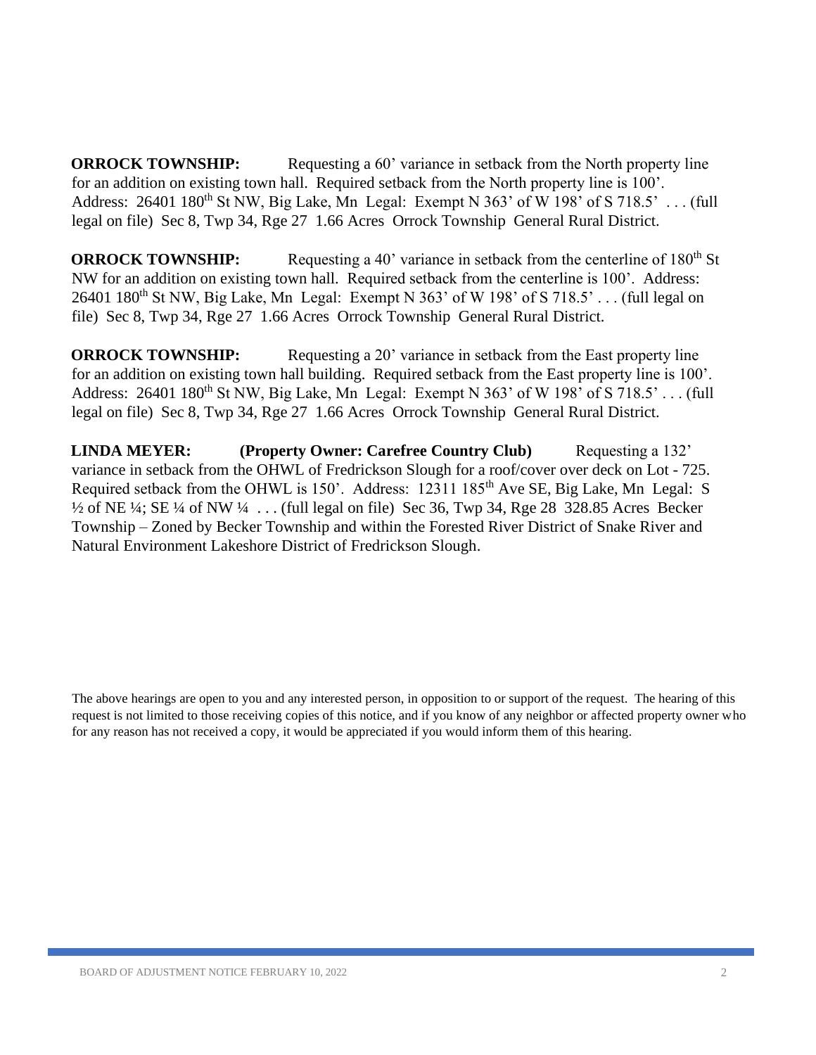**ORROCK TOWNSHIP:** Requesting a 60' variance in setback from the North property line for an addition on existing town hall. Required setback from the North property line is 100'. Address: 26401 180th St NW, Big Lake, Mn Legal: Exempt N 363' of W 198' of S 718.5' . . . (full legal on file) Sec 8, Twp 34, Rge 27 1.66 Acres Orrock Township General Rural District.

**ORROCK TOWNSHIP:** Requesting a 40' variance in setback from the centerline of 180th St NW for an addition on existing town hall. Required setback from the centerline is 100'. Address: 26401 180th St NW, Big Lake, Mn Legal: Exempt N 363' of W 198' of S 718.5' . . . (full legal on file) Sec 8, Twp 34, Rge 27 1.66 Acres Orrock Township General Rural District.

**ORROCK TOWNSHIP:** Requesting a 20' variance in setback from the East property line for an addition on existing town hall building. Required setback from the East property line is 100'. Address: 26401 180th St NW, Big Lake, Mn Legal: Exempt N 363' of W 198' of S 718.5' . . . (full legal on file) Sec 8, Twp 34, Rge 27 1.66 Acres Orrock Township General Rural District.

**LINDA MEYER: (Property Owner: Carefree Country Club)** Requesting a 132' variance in setback from the OHWL of Fredrickson Slough for a roof/cover over deck on Lot - 725. Required setback from the OHWL is 150'. Address: 12311 185th Ave SE, Big Lake, Mn Legal: S ½ of NE ¼; SE ¼ of NW ¼ . . . (full legal on file) Sec 36, Twp 34, Rge 28 328.85 Acres Becker Township – Zoned by Becker Township and within the Forested River District of Snake River and Natural Environment Lakeshore District of Fredrickson Slough.

The above hearings are open to you and any interested person, in opposition to or support of the request. The hearing of this request is not limited to those receiving copies of this notice, and if you know of any neighbor or affected property owner who for any reason has not received a copy, it would be appreciated if you would inform them of this hearing.